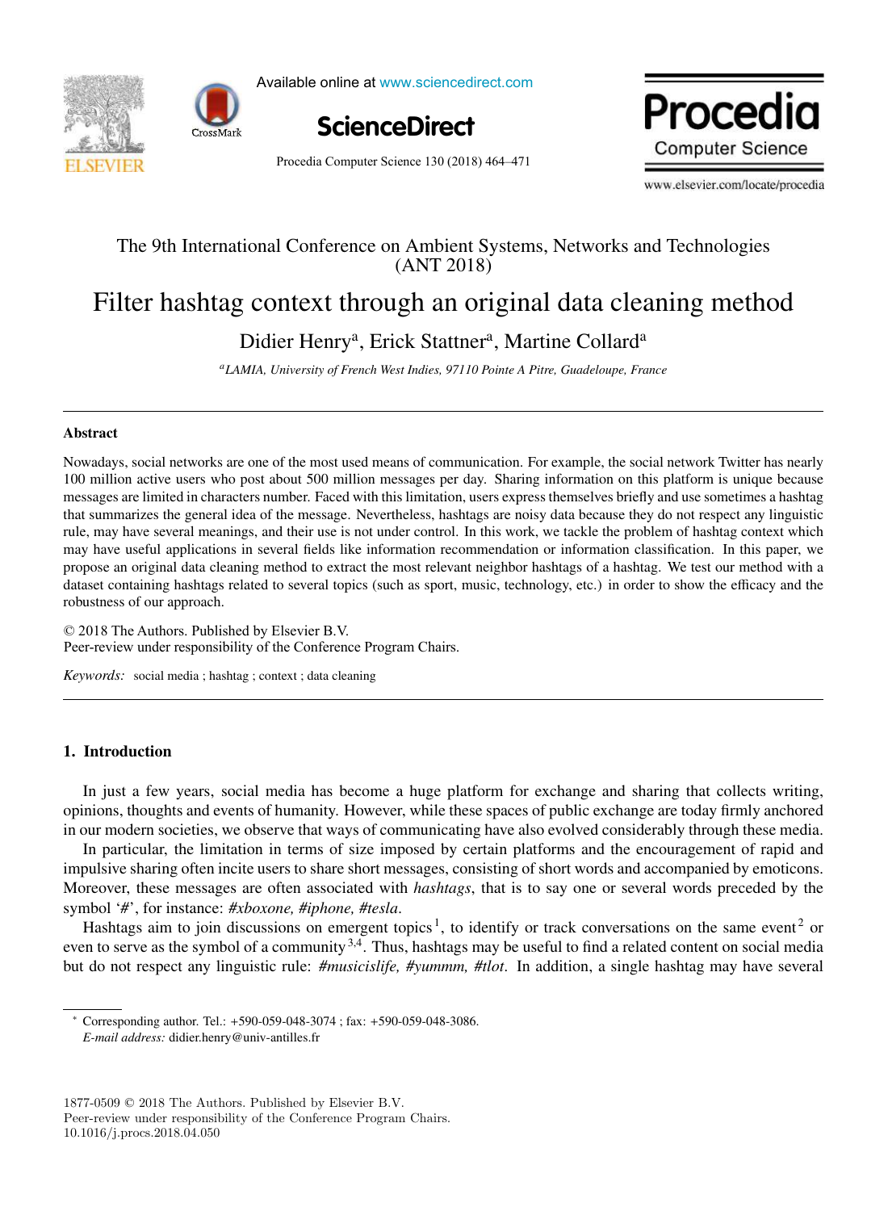# Filter hashtag context through an original data cleaning method

Didier Henry[a], Erick Stattner[a], Martine Collard[a]

[a]*LAMIA, University of French West Indies, 97110 Pointe A Pitre, Guadeloupe, France*

---

## Abstract

Nowadays, social networks are one of the most used means of communication. For example, the social network Twitter has nearly 100 million active users who post about 500 million messages per day. Sharing information on this platform is unique because messages are limited in characters number. Faced with this limitation, users express themselves briefly and use sometimes a hashtag that summarizes the general idea of the message. Nevertheless, hashtags are noisy data because they do not respect any linguistic rule, may have several meanings, and their use is not under control. In this work, we tackle the problem of hashtag context which may have useful applications in several fields like information recommendation or information classification. In this paper, we propose an original data cleaning method to extract the most relevant neighbor hashtags of a hashtag. We test our method with a dataset containing hashtags related to several topics (such as sport, music, technology, etc.) in order to show the efficacy and the robustness of our approach.

© 2018 The Authors. Published by Elsevier B.V.
Peer-review under responsibility of the Conference Program Chairs.

*Keywords:* social media ; hashtag ; context ; data cleaning

---

## 1. Introduction

In just a few years, social media has become a huge platform for exchange and sharing that collects writing, opinions, thoughts and events of humanity. However, while these spaces of public exchange are today firmly anchored in our modern societies, we observe that ways of communicating have also evolved considerably through these media.

In particular, the limitation in terms of size imposed by certain platforms and the encouragement of rapid and impulsive sharing often incite users to share short messages, consisting of short words and accompanied by emoticons. Moreover, these messages are often associated with *hashtags*, that is to say one or several words preceded by the symbol '#', for instance: *#xboxone, #iphone, #tesla*.

Hashtags aim to join discussions on emergent topics[1], to identify or track conversations on the same event[2] or even to serve as the symbol of a community[3,4]. Thus, hashtags may be useful to find a related content on social media but do not respect any linguistic rule: ***#musicislife, #yummm, #tlot***. In addition, a single hashtag may have several

---

* Corresponding author. Tel.: +590-059-048-3074 ; fax: +590-059-048-3086.
*E-mail address:* didier.henry@univ-antilles.fr

1877-0509 © 2018 The Authors. Published by Elsevier B.V.
Peer-review under responsibility of the Conference Program Chairs.
10.1016/j.procs.2018.04.050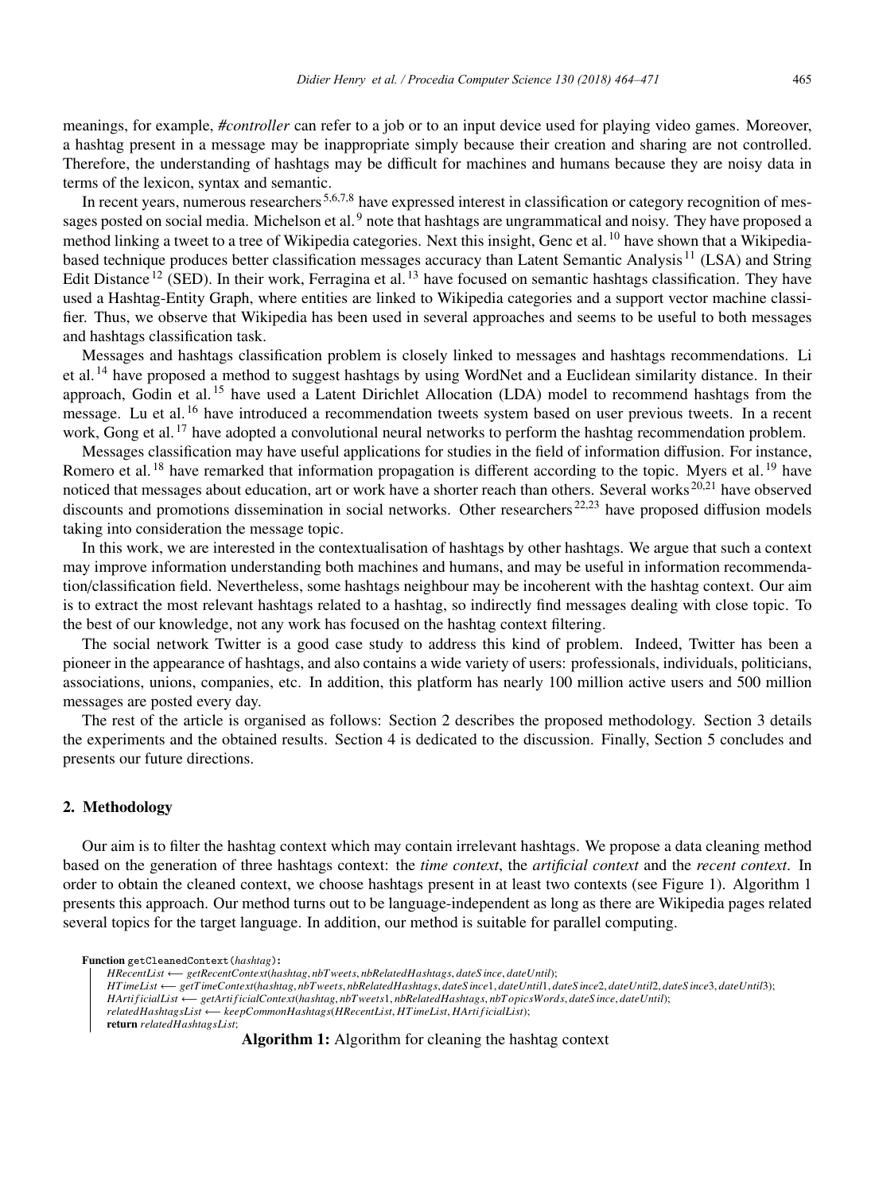meanings, for example, *#controller* can refer to a job or to an input device used for playing video games. Moreover, a hashtag present in a message may be inappropriate simply because their creation and sharing are not controlled. Therefore, the understanding of hashtags may be difficult for machines and humans because they are noisy data in terms of the lexicon, syntax and semantic.

In recent years, numerous researchers[5,6,7,8] have expressed interest in classification or category recognition of messages posted on social media. Michelson et al.[9] note that hashtags are ungrammatical and noisy. They have proposed a method linking a tweet to a tree of Wikipedia categories. Next this insight, Genc et al.[10] have shown that a Wikipedia-based technique produces better classification messages accuracy than Latent Semantic Analysis[11] (LSA) and String Edit Distance[12] (SED). In their work, Ferragina et al.[13] have focused on semantic hashtags classification. They have used a Hashtag-Entity Graph, where entities are linked to Wikipedia categories and a support vector machine classifier. Thus, we observe that Wikipedia has been used in several approaches and seems to be useful to both messages and hashtags classification task.

Messages and hashtags classification problem is closely linked to messages and hashtags recommendations. Li et al.[14] have proposed a method to suggest hashtags by using WordNet and a Euclidean similarity distance. In their approach, Godin et al.[15] have used a Latent Dirichlet Allocation (LDA) model to recommend hashtags from the message. Lu et al.[16] have introduced a recommendation tweets system based on user previous tweets. In a recent work, Gong et al.[17] have adopted a convolutional neural networks to perform the hashtag recommendation problem.

Messages classification may have useful applications for studies in the field of information diffusion. For instance, Romero et al.[18] have remarked that information propagation is different according to the topic. Myers et al.[19] have noticed that messages about education, art or work have a shorter reach than others. Several works[20,21] have observed discounts and promotions dissemination in social networks. Other researchers[22,23] have proposed diffusion models taking into consideration the message topic.

In this work, we are interested in the contextualisation of hashtags by other hashtags. We argue that such a context may improve information understanding both machines and humans, and may be useful in information recommendation/classification field. Nevertheless, some hashtags neighbour may be incoherent with the hashtag context. Our aim is to extract the most relevant hashtags related to a hashtag, so indirectly find messages dealing with close topic. To the best of our knowledge, not any work has focused on the hashtag context filtering.

The social network Twitter is a good case study to address this kind of problem. Indeed, Twitter has been a pioneer in the appearance of hashtags, and also contains a wide variety of users: professionals, individuals, politicians, associations, unions, companies, etc. In addition, this platform has nearly 100 million active users and 500 million messages are posted every day.

The rest of the article is organised as follows: Section 2 describes the proposed methodology. Section 3 details the experiments and the obtained results. Section 4 is dedicated to the discussion. Finally, Section 5 concludes and presents our future directions.

## 2. Methodology

Our aim is to filter the hashtag context which may contain irrelevant hashtags. We propose a data cleaning method based on the generation of three hashtags context: the *time context*, the *artificial context* and the *recent context*. In order to obtain the cleaned context, we choose hashtags present in at least two contexts (see Figure 1). Algorithm 1 presents this approach. Our method turns out to be language-independent as long as there are Wikipedia pages related several topics for the target language. In addition, our method is suitable for parallel computing.

```
Function getCleanedContext(hashtag):
    HRecentList ⟵ getRecentContext(hashtag, nbTweets, nbRelatedHashtags, dateSince, dateUntil);
    HTimeList ⟵ getTimeContext(hashtag, nbTweets, nbRelatedHashtags, dateSince1, dateUntil1, dateSince2, dateUntil2, dateSince3, dateUntil3);
    HArtificialList ⟵ getArtificialContext(hashtag, nbTweets1, nbRelatedHashtags, nbTopicsWords, dateSince, dateUntil);
    relatedHashtagsList ⟵ keepCommonHashtags(HRecentList, HTimeList, HArtificialList);
    return relatedHashtagsList;
```

**Algorithm 1:** Algorithm for cleaning the hashtag context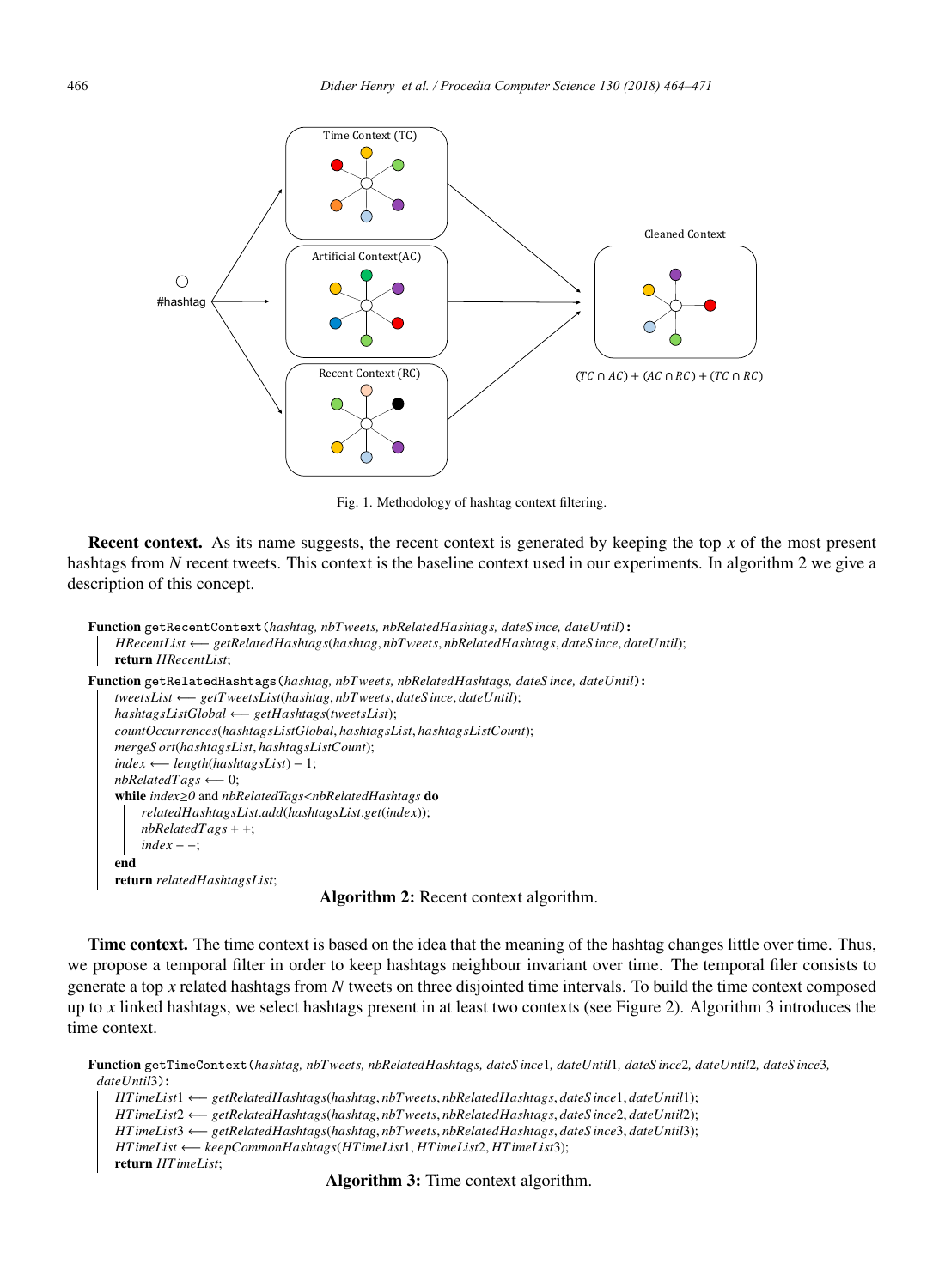Fig. 1. Methodology of hashtag context filtering.

**Recent context.** As its name suggests, the recent context is generated by keeping the top $x$ of the most present hashtags from $N$ recent tweets. This context is the baseline context used in our experiments. In algorithm 2 we give a description of this concept.

```
Function getRecentContext(hashtag, nbTweets, nbRelatedHashtags, dateSince, dateUntil):
    HRecentList ⟵ getRelatedHashtags(hashtag, nbTweets, nbRelatedHashtags, dateSince, dateUntil);
    return HRecentList;
Function getRelatedHashtags(hashtag, nbTweets, nbRelatedHashtags, dateSince, dateUntil):
    tweetsList ⟵ getTweetsList(hashtag, nbTweets, dateSince, dateUntil);
    hashtagsListGlobal ⟵ getHashtags(tweetsList);
    countOccurrences(hashtagsListGlobal, hashtagsList, hashtagsListCount);
    mergeSort(hashtagsList, hashtagsListCount);
    index ⟵ length(hashtagsList) − 1;
    nbRelatedTags ⟵ 0;
    while index≥0 and nbRelatedTags<nbRelatedHashtags do
        relatedHashtagsList.add(hashtagsList.get(index));
        nbRelatedTags + +;
        index − −;
    end
    return relatedHashtagsList;
```

**Algorithm 2:** Recent context algorithm.

**Time context.** The time context is based on the idea that the meaning of the hashtag changes little over time. Thus, we propose a temporal filter in order to keep hashtags neighbour invariant over time. The temporal filer consists to generate a top $x$ related hashtags from $N$ tweets on three disjointed time intervals. To build the time context composed up to $x$ linked hashtags, we select hashtags present in at least two contexts (see Figure 2). Algorithm 3 introduces the time context.

```
Function getTimeContext(hashtag, nbTweets, nbRelatedHashtags, dateSince1, dateUntil1, dateSince2, dateUntil2, dateSince3,
dateUntil3):
    HTimeList1 ⟵ getRelatedHashtags(hashtag, nbTweets, nbRelatedHashtags, dateSince1, dateUntil1);
    HTimeList2 ⟵ getRelatedHashtags(hashtag, nbTweets, nbRelatedHashtags, dateSince2, dateUntil2);
    HTimeList3 ⟵ getRelatedHashtags(hashtag, nbTweets, nbRelatedHashtags, dateSince3, dateUntil3);
    HTimeList ⟵ keepCommonHashtags(HTimeList1, HTimeList2, HTimeList3);
    return HTimeList;
```

**Algorithm 3:** Time context algorithm.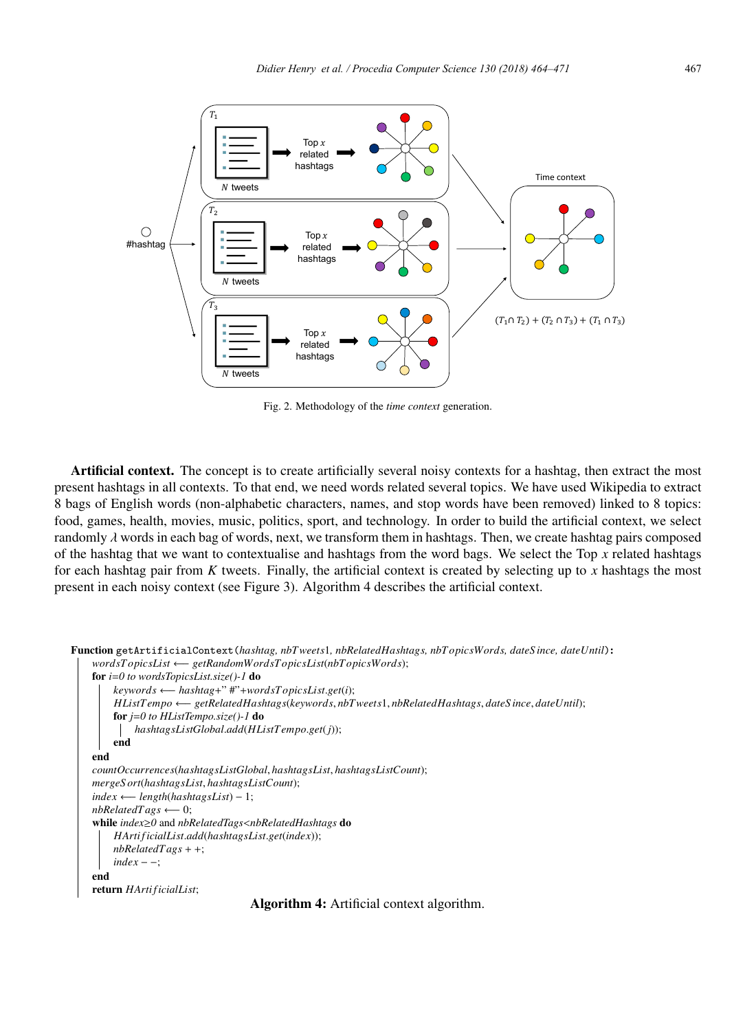Fig. 2. Methodology of the *time context* generation.

**Artificial context.** The concept is to create artificially several noisy contexts for a hashtag, then extract the most present hashtags in all contexts. To that end, we need words related several topics. We have used Wikipedia to extract 8 bags of English words (non-alphabetic characters, names, and stop words have been removed) linked to 8 topics: food, games, health, movies, music, politics, sport, and technology. In order to build the artificial context, we select randomly $\lambda$ words in each bag of words, next, we transform them in hashtags. Then, we create hashtag pairs composed of the hashtag that we want to contextualise and hashtags from the word bags. We select the Top $x$ related hashtags for each hashtag pair from $K$ tweets. Finally, the artificial context is created by selecting up to $x$ hashtags the most present in each noisy context (see Figure 3). Algorithm 4 describes the artificial context.

```
Function getArtificialContext(hashtag, nbTweets1, nbRelatedHashtags, nbTopicsWords, dateSince, dateUntil):
    wordsTopicsList ⟵ getRandomWordsTopicsList(nbTopicsWords);
    for i=0 to wordsTopicsList.size()-1 do
        keywords ⟵ hashtag+" #"+wordsTopicsList.get(i);
        HListTempo ⟵ getRelatedHashtags(keywords, nbTweets1, nbRelatedHashtags, dateSince, dateUntil);
        for j=0 to HListTempo.size()-1 do
            hashtagsListGlobal.add(HListTempo.get(j));
        end
    end
    countOccurrences(hashtagsListGlobal, hashtagsList, hashtagsListCount);
    mergeSort(hashtagsList, hashtagsListCount);
    index ⟵ length(hashtagsList) − 1;
    nbRelatedTags ⟵ 0;
    while index≥0 and nbRelatedTags<nbRelatedHashtags do
        HArtificialList.add(hashtagsList.get(index));
        nbRelatedTags + +;
        index − −;
    end
    return HArtificialList;
```

**Algorithm 4:** Artificial context algorithm.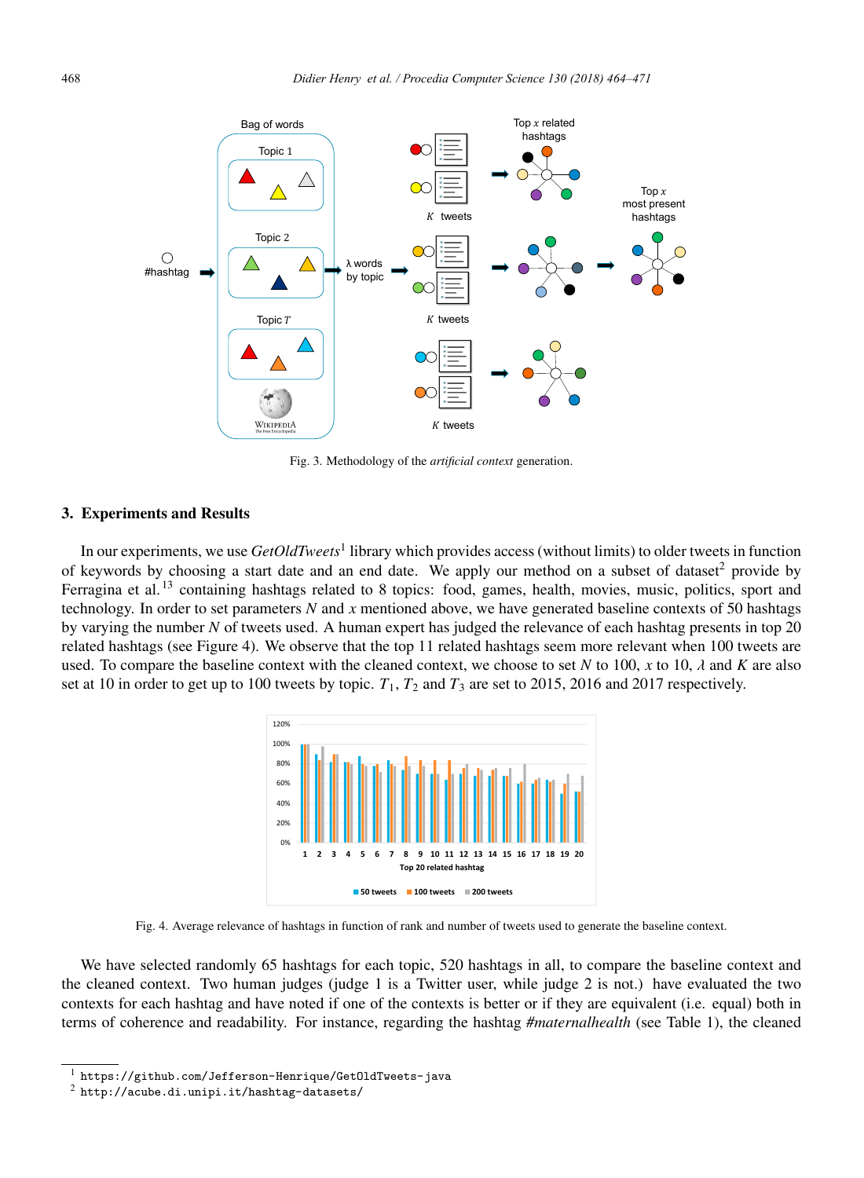Fig. 3. Methodology of the *artificial context* generation.

## 3. Experiments and Results

In our experiments, we use *GetOldTweets*[1] library which provides access (without limits) to older tweets in function of keywords by choosing a start date and an end date. We apply our method on a subset of dataset[2] provide by Ferragina et al.[13] containing hashtags related to 8 topics: food, games, health, movies, music, politics, sport and technology. In order to set parameters $N$ and $x$ mentioned above, we have generated baseline contexts of 50 hashtags by varying the number $N$ of tweets used. A human expert has judged the relevance of each hashtag presents in top 20 related hashtags (see Figure 4). We observe that the top 11 related hashtags seem more relevant when 100 tweets are used. To compare the baseline context with the cleaned context, we choose to set $N$ to 100, $x$ to 10, $\lambda$ and $K$ are also set at 10 in order to get up to 100 tweets by topic. $T_1$, $T_2$ and $T_3$ are set to 2015, 2016 and 2017 respectively.

Fig. 4. Average relevance of hashtags in function of rank and number of tweets used to generate the baseline context.

We have selected randomly 65 hashtags for each topic, 520 hashtags in all, to compare the baseline context and the cleaned context. Two human judges (judge 1 is a Twitter user, while judge 2 is not.) have evaluated the two contexts for each hashtag and have noted if one of the contexts is better or if they are equivalent (i.e. equal) both in terms of coherence and readability. For instance, regarding the hashtag *#maternalhealth* (see Table 1), the cleaned

[1] https://github.com/Jefferson-Henrique/GetOldTweets-java
[2] http://acube.di.unipi.it/hashtag-datasets/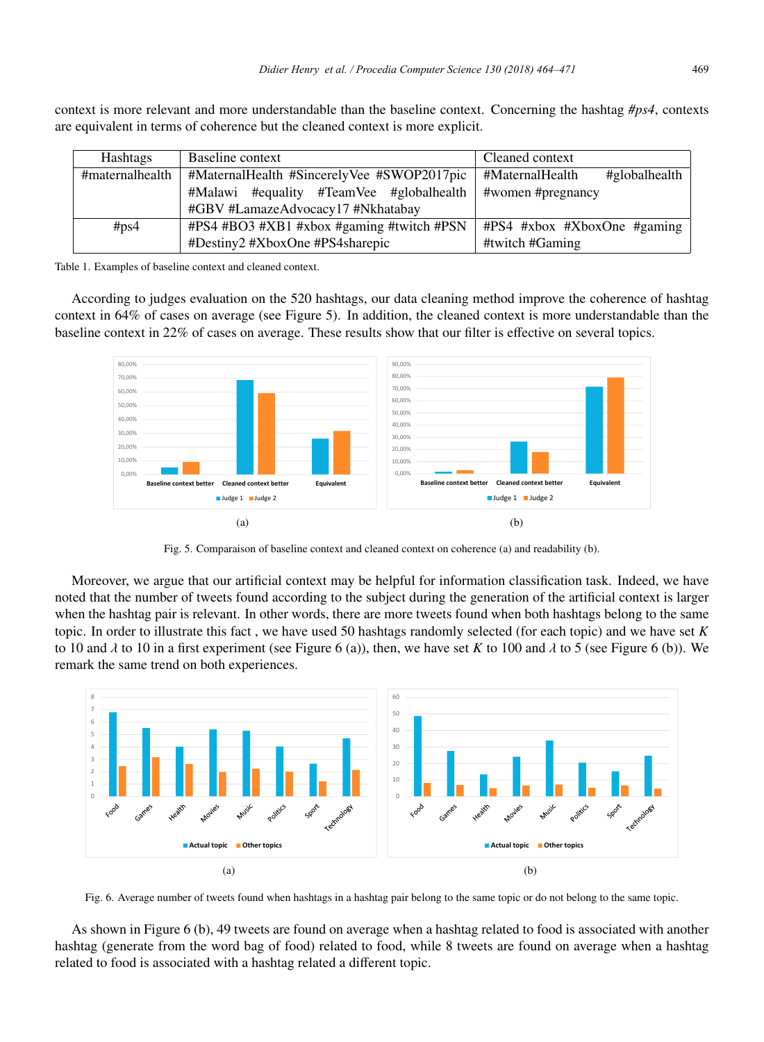context is more relevant and more understandable than the baseline context. Concerning the hashtag *#ps4*, contexts are equivalent in terms of coherence but the cleaned context is more explicit.

| Hashtags | Baseline context | Cleaned context |
|---|---|---|
| #maternalhealth | #MaternalHealth #SincerelyVee #SWOP2017pic #Malawi #equality #TeamVee #globalhealth #GBV #LamazeAdvocacy17 #Nkhatabay | #MaternalHealth #globalhealth #women #pregnancy |
| #ps4 | #PS4 #BO3 #XB1 #xbox #gaming #twitch #PSN #Destiny2 #XboxOne #PS4sharepic | #PS4 #xbox #XboxOne #gaming #twitch #Gaming |

Table 1. Examples of baseline context and cleaned context.

According to judges evaluation on the 520 hashtags, our data cleaning method improve the coherence of hashtag context in 64% of cases on average (see Figure 5). In addition, the cleaned context is more understandable than the baseline context in 22% of cases on average. These results show that our filter is effective on several topics.

(a)

(b)

Fig. 5. Comparaison of baseline context and cleaned context on coherence (a) and readability (b).

Moreover, we argue that our artificial context may be helpful for information classification task. Indeed, we have noted that the number of tweets found according to the subject during the generation of the artificial context is larger when the hashtag pair is relevant. In other words, there are more tweets found when both hashtags belong to the same topic. In order to illustrate this fact , we have used 50 hashtags randomly selected (for each topic) and we have set $K$ to 10 and $\lambda$ to 10 in a first experiment (see Figure 6 (a)), then, we have set $K$ to 100 and $\lambda$ to 5 (see Figure 6 (b)). We remark the same trend on both experiences.

(a)

(b)

Fig. 6. Average number of tweets found when hashtags in a hashtag pair belong to the same topic or do not belong to the same topic.

As shown in Figure 6 (b), 49 tweets are found on average when a hashtag related to food is associated with another hashtag (generate from the word bag of food) related to food, while 8 tweets are found on average when a hashtag related to food is associated with a hashtag related a different topic.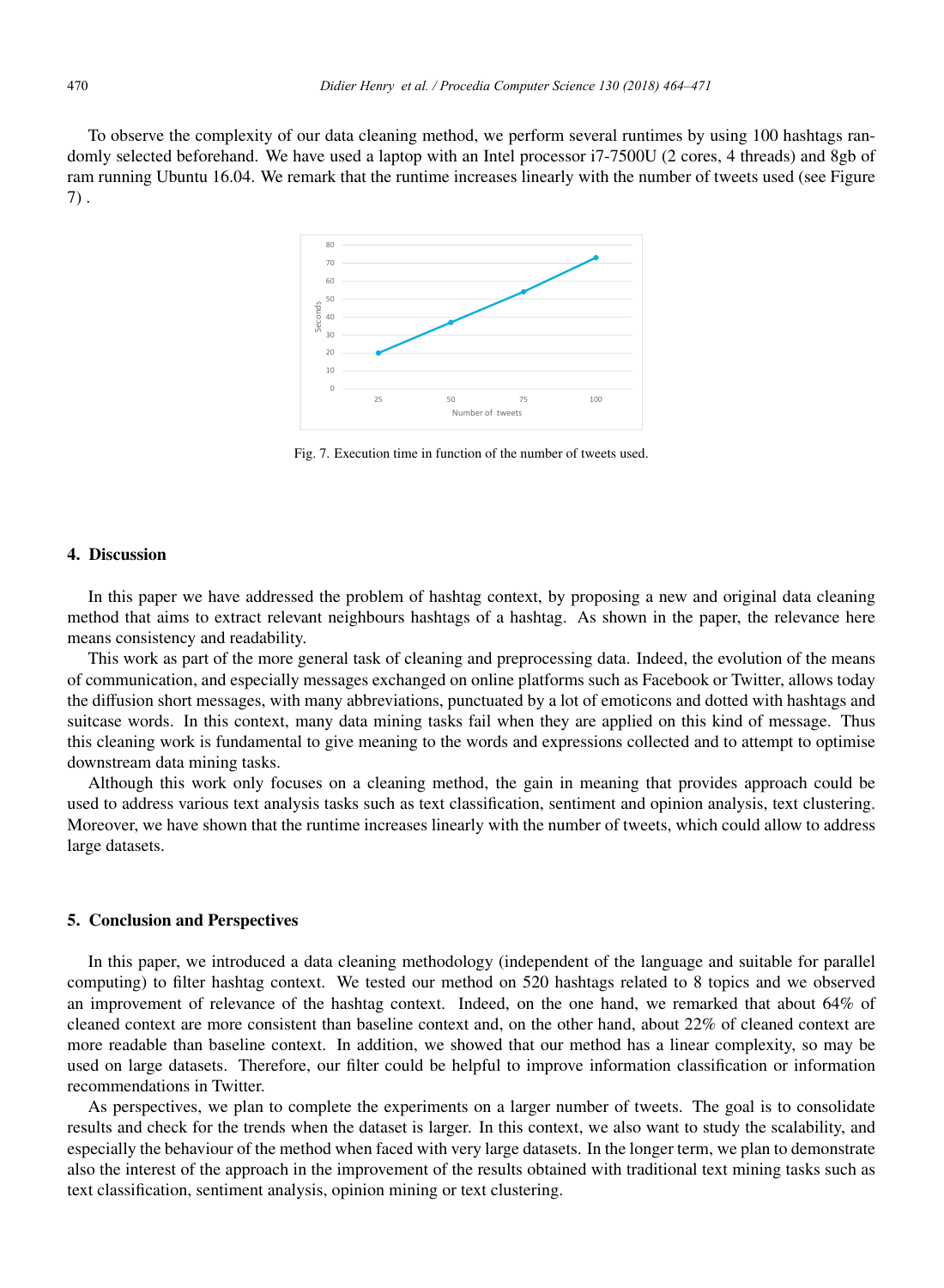To observe the complexity of our data cleaning method, we perform several runtimes by using 100 hashtags randomly selected beforehand. We have used a laptop with an Intel processor i7-7500U (2 cores, 4 threads) and 8gb of ram running Ubuntu 16.04. We remark that the runtime increases linearly with the number of tweets used (see Figure 7) .

80
70
60
50
40
30
20
10
0
Seconds
25
50
75
100
Number of tweets

Fig. 7. Execution time in function of the number of tweets used.

## 4. Discussion

In this paper we have addressed the problem of hashtag context, by proposing a new and original data cleaning method that aims to extract relevant neighbours hashtags of a hashtag. As shown in the paper, the relevance here means consistency and readability.

This work as part of the more general task of cleaning and preprocessing data. Indeed, the evolution of the means of communication, and especially messages exchanged on online platforms such as Facebook or Twitter, allows today the diffusion short messages, with many abbreviations, punctuated by a lot of emoticons and dotted with hashtags and suitcase words. In this context, many data mining tasks fail when they are applied on this kind of message. Thus this cleaning work is fundamental to give meaning to the words and expressions collected and to attempt to optimise downstream data mining tasks.

Although this work only focuses on a cleaning method, the gain in meaning that provides approach could be used to address various text analysis tasks such as text classification, sentiment and opinion analysis, text clustering. Moreover, we have shown that the runtime increases linearly with the number of tweets, which could allow to address large datasets.

## 5. Conclusion and Perspectives

In this paper, we introduced a data cleaning methodology (independent of the language and suitable for parallel computing) to filter hashtag context. We tested our method on 520 hashtags related to 8 topics and we observed an improvement of relevance of the hashtag context. Indeed, on the one hand, we remarked that about 64% of cleaned context are more consistent than baseline context and, on the other hand, about 22% of cleaned context are more readable than baseline context. In addition, we showed that our method has a linear complexity, so may be used on large datasets. Therefore, our filter could be helpful to improve information classification or information recommendations in Twitter.

As perspectives, we plan to complete the experiments on a larger number of tweets. The goal is to consolidate results and check for the trends when the dataset is larger. In this context, we also want to study the scalability, and especially the behaviour of the method when faced with very large datasets. In the longer term, we plan to demonstrate also the interest of the approach in the improvement of the results obtained with traditional text mining tasks such as text classification, sentiment analysis, opinion mining or text clustering.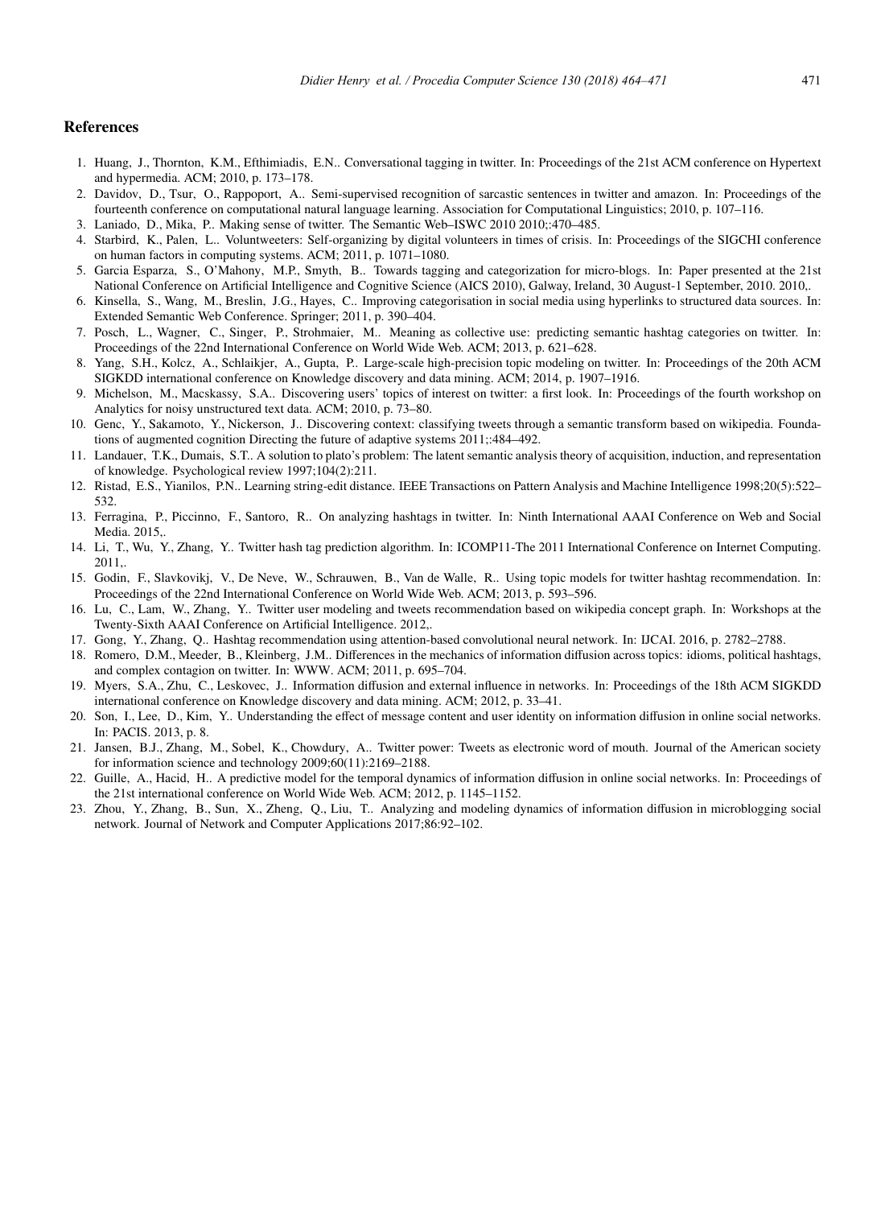## References

1. Huang, J., Thornton, K.M., Efthimiadis, E.N.. Conversational tagging in twitter. In: Proceedings of the 21st ACM conference on Hypertext and hypermedia. ACM; 2010, p. 173–178.
2. Davidov, D., Tsur, O., Rappoport, A.. Semi-supervised recognition of sarcastic sentences in twitter and amazon. In: Proceedings of the fourteenth conference on computational natural language learning. Association for Computational Linguistics; 2010, p. 107–116.
3. Laniado, D., Mika, P.. Making sense of twitter. The Semantic Web–ISWC 2010 2010;:470–485.
4. Starbird, K., Palen, L.. Voluntweeters: Self-organizing by digital volunteers in times of crisis. In: Proceedings of the SIGCHI conference on human factors in computing systems. ACM; 2011, p. 1071–1080.
5. Garcia Esparza, S., O'Mahony, M.P., Smyth, B.. Towards tagging and categorization for micro-blogs. In: Paper presented at the 21st National Conference on Artificial Intelligence and Cognitive Science (AICS 2010), Galway, Ireland, 30 August-1 September, 2010. 2010,.
6. Kinsella, S., Wang, M., Breslin, J.G., Hayes, C.. Improving categorisation in social media using hyperlinks to structured data sources. In: Extended Semantic Web Conference. Springer; 2011, p. 390–404.
7. Posch, L., Wagner, C., Singer, P., Strohmaier, M.. Meaning as collective use: predicting semantic hashtag categories on twitter. In: Proceedings of the 22nd International Conference on World Wide Web. ACM; 2013, p. 621–628.
8. Yang, S.H., Kolcz, A., Schlaikjer, A., Gupta, P.. Large-scale high-precision topic modeling on twitter. In: Proceedings of the 20th ACM SIGKDD international conference on Knowledge discovery and data mining. ACM; 2014, p. 1907–1916.
9. Michelson, M., Macskassy, S.A.. Discovering users' topics of interest on twitter: a first look. In: Proceedings of the fourth workshop on Analytics for noisy unstructured text data. ACM; 2010, p. 73–80.
10. Genc, Y., Sakamoto, Y., Nickerson, J.. Discovering context: classifying tweets through a semantic transform based on wikipedia. Foundations of augmented cognition Directing the future of adaptive systems 2011;:484–492.
11. Landauer, T.K., Dumais, S.T.. A solution to plato's problem: The latent semantic analysis theory of acquisition, induction, and representation of knowledge. Psychological review 1997;104(2):211.
12. Ristad, E.S., Yianilos, P.N.. Learning string-edit distance. IEEE Transactions on Pattern Analysis and Machine Intelligence 1998;20(5):522–532.
13. Ferragina, P., Piccinno, F., Santoro, R.. On analyzing hashtags in twitter. In: Ninth International AAAI Conference on Web and Social Media. 2015,.
14. Li, T., Wu, Y., Zhang, Y.. Twitter hash tag prediction algorithm. In: ICOMP11-The 2011 International Conference on Internet Computing. 2011,.
15. Godin, F., Slavkovikj, V., De Neve, W., Schrauwen, B., Van de Walle, R.. Using topic models for twitter hashtag recommendation. In: Proceedings of the 22nd International Conference on World Wide Web. ACM; 2013, p. 593–596.
16. Lu, C., Lam, W., Zhang, Y.. Twitter user modeling and tweets recommendation based on wikipedia concept graph. In: Workshops at the Twenty-Sixth AAAI Conference on Artificial Intelligence. 2012,.
17. Gong, Y., Zhang, Q.. Hashtag recommendation using attention-based convolutional neural network. In: IJCAI. 2016, p. 2782–2788.
18. Romero, D.M., Meeder, B., Kleinberg, J.M.. Differences in the mechanics of information diffusion across topics: idioms, political hashtags, and complex contagion on twitter. In: WWW. ACM; 2011, p. 695–704.
19. Myers, S.A., Zhu, C., Leskovec, J.. Information diffusion and external influence in networks. In: Proceedings of the 18th ACM SIGKDD international conference on Knowledge discovery and data mining. ACM; 2012, p. 33–41.
20. Son, I., Lee, D., Kim, Y.. Understanding the effect of message content and user identity on information diffusion in online social networks. In: PACIS. 2013, p. 8.
21. Jansen, B.J., Zhang, M., Sobel, K., Chowdury, A.. Twitter power: Tweets as electronic word of mouth. Journal of the American society for information science and technology 2009;60(11):2169–2188.
22. Guille, A., Hacid, H.. A predictive model for the temporal dynamics of information diffusion in online social networks. In: Proceedings of the 21st international conference on World Wide Web. ACM; 2012, p. 1145–1152.
23. Zhou, Y., Zhang, B., Sun, X., Zheng, Q., Liu, T.. Analyzing and modeling dynamics of information diffusion in microblogging social network. Journal of Network and Computer Applications 2017;86:92–102.